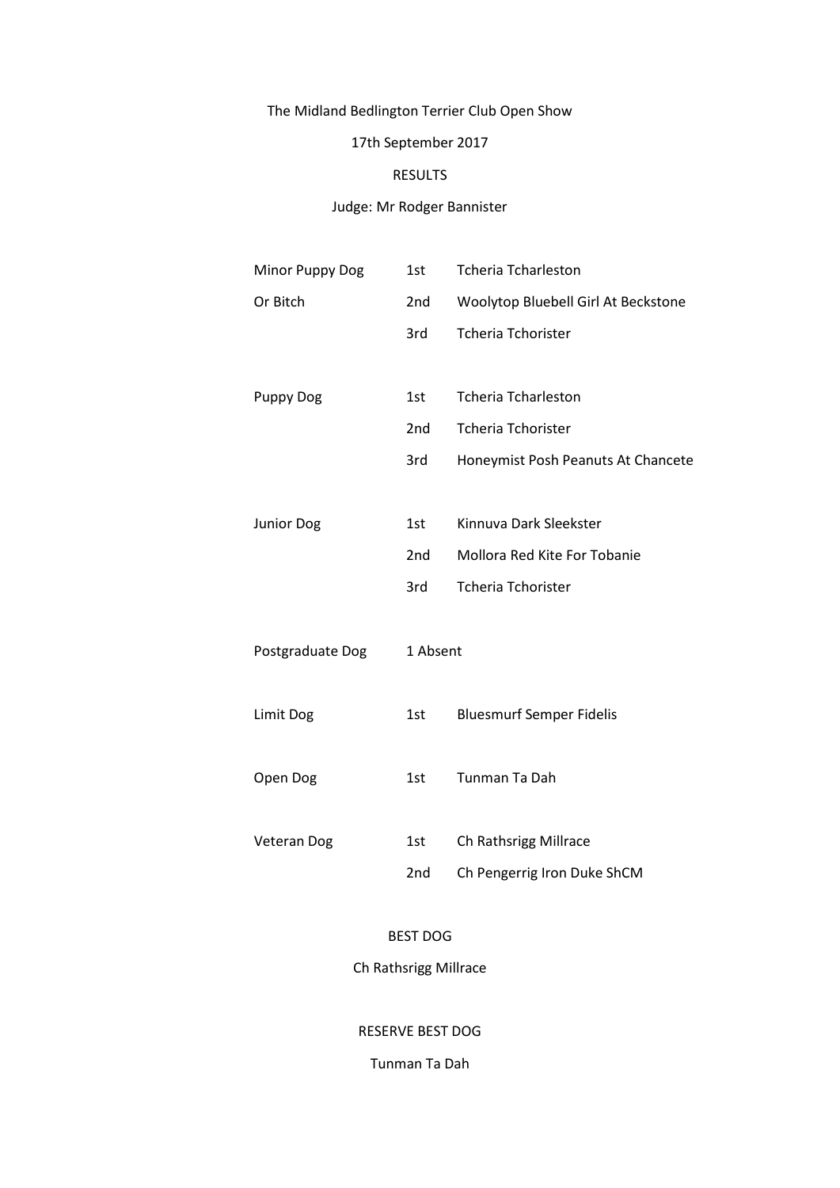The Midland Bedlington Terrier Club Open Show

17th September 2017

RESULTS

Judge: Mr Rodger Bannister

| Class | Place | Name |
|---|---|---|
| Minor Puppy Dog Or Bitch | 1st | Tcheria Tcharleston |
| | 2nd | Woolytop Bluebell Girl At Beckstone |
| | 3rd | Tcheria Tchorister |
| Puppy Dog | 1st | Tcheria Tcharleston |
| | 2nd | Tcheria Tchorister |
| | 3rd | Honeymist Posh Peanuts At Chancete |
| Junior Dog | 1st | Kinnuva Dark Sleekster |
| | 2nd | Mollora Red Kite For Tobanie |
| | 3rd | Tcheria Tchorister |
| Postgraduate Dog | 1 Absent | |
| Limit Dog | 1st | Bluesmurf Semper Fidelis |
| Open Dog | 1st | Tunman Ta Dah |
| Veteran Dog | 1st | Ch Rathsrigg Millrace |
| | 2nd | Ch Pengerrig Iron Duke ShCM |

BEST DOG

Ch Rathsrigg Millrace

RESERVE BEST DOG

Tunman Ta Dah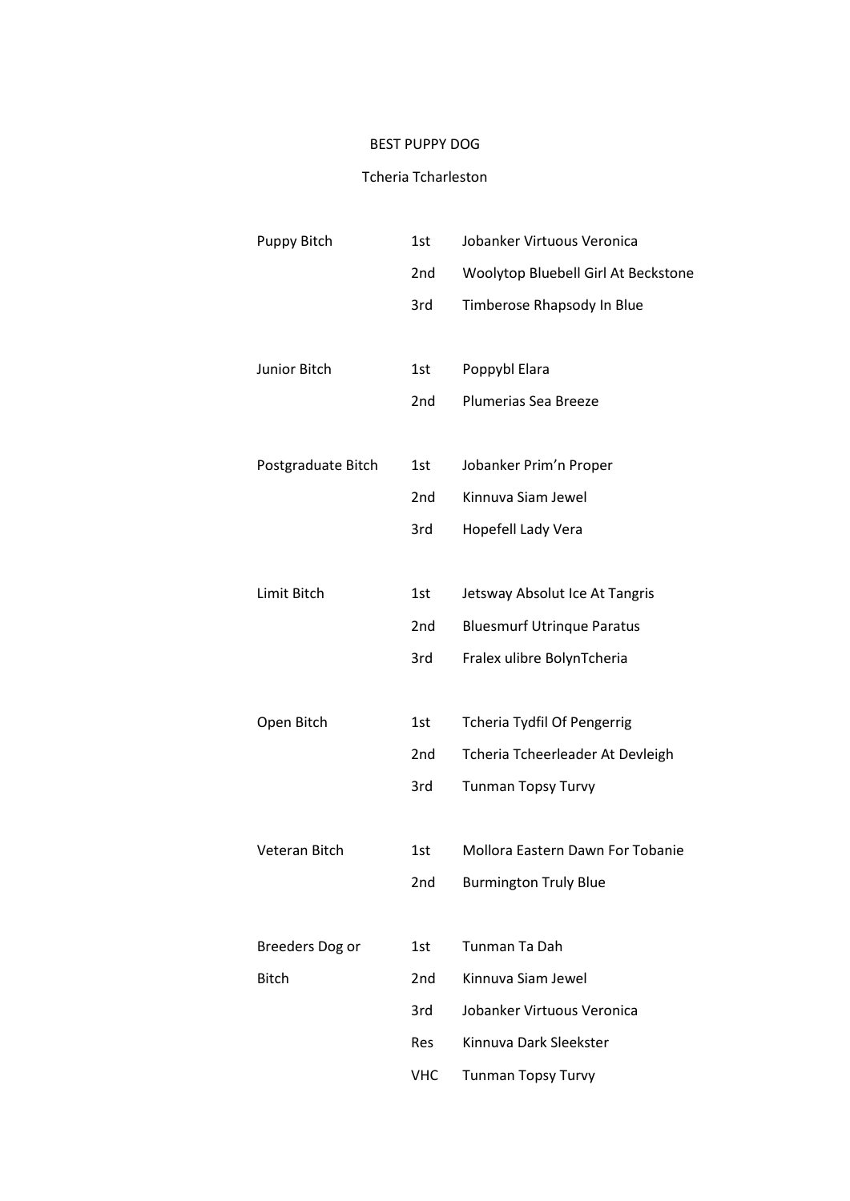BEST PUPPY DOG

Tcheria Tcharleston

| | | |
|---|---|---|
| Puppy Bitch | 1st | Jobanker Virtuous Veronica |
| | 2nd | Woolytop Bluebell Girl At Beckstone |
| | 3rd | Timberose Rhapsody In Blue |
| Junior Bitch | 1st | Poppybl Elara |
| | 2nd | Plumerias Sea Breeze |
| Postgraduate Bitch | 1st | Jobanker Prim'n Proper |
| | 2nd | Kinnuva Siam Jewel |
| | 3rd | Hopefell Lady Vera |
| Limit Bitch | 1st | Jetsway Absolut Ice At Tangris |
| | 2nd | Bluesmurf Utrinque Paratus |
| | 3rd | Fralex ulibre BolynTcheria |
| Open Bitch | 1st | Tcheria Tydfil Of Pengerrig |
| | 2nd | Tcheria Tcheerleader At Devleigh |
| | 3rd | Tunman Topsy Turvy |
| Veteran Bitch | 1st | Mollora Eastern Dawn For Tobanie |
| | 2nd | Burmington Truly Blue |
| Breeders Dog or Bitch | 1st | Tunman Ta Dah |
| | 2nd | Kinnuva Siam Jewel |
| | 3rd | Jobanker Virtuous Veronica |
| | Res | Kinnuva Dark Sleekster |
| | VHC | Tunman Topsy Turvy |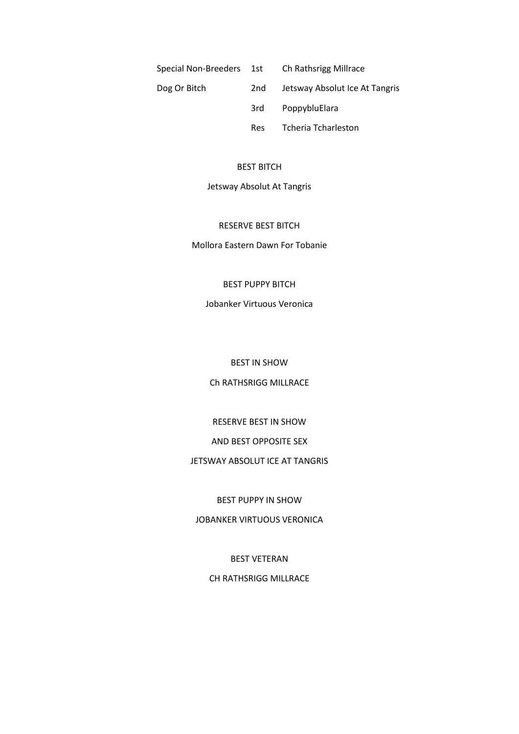| | | |
|---|---|---|
| Special Non-Breeders Dog Or Bitch | 1st | Ch Rathsrigg Millrace |
| | 2nd | Jetsway Absolut Ice At Tangris |
| | 3rd | PoppybluElara |
| | Res | Tcheria Tcharleston |

BEST BITCH

Jetsway Absolut At Tangris

RESERVE BEST BITCH

Mollora Eastern Dawn For Tobanie

BEST PUPPY BITCH

Jobanker Virtuous Veronica

BEST IN SHOW

Ch RATHSRIGG MILLRACE

RESERVE BEST IN SHOW

AND BEST OPPOSITE SEX

JETSWAY ABSOLUT ICE AT TANGRIS

BEST PUPPY IN SHOW

JOBANKER VIRTUOUS VERONICA

BEST VETERAN

CH RATHSRIGG MILLRACE